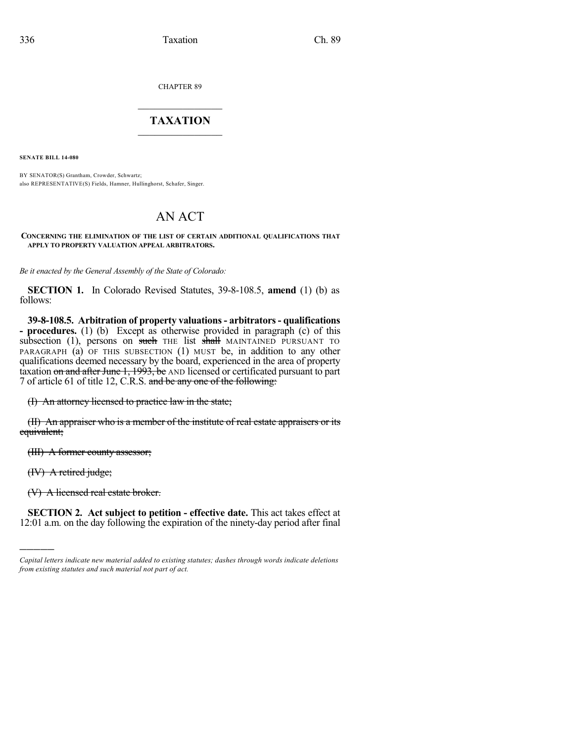CHAPTER 89

# TAXATION

**SENATE BILL 14-080**

BY SENATOR(S) Grantham, Crowder, Schwartz;
also REPRESENTATIVE(S) Fields, Hamner, Hullinghorst, Schafer, Singer.

# AN ACT

**CONCERNING THE ELIMINATION OF THE LIST OF CERTAIN ADDITIONAL QUALIFICATIONS THAT APPLY TO PROPERTY VALUATION APPEAL ARBITRATORS.**

*Be it enacted by the General Assembly of the State of Colorado:*

**SECTION 1.** In Colorado Revised Statutes, 39-8-108.5, **amend** (1) (b) as follows:

**39-8-108.5. Arbitration of property valuations - arbitrators - qualifications - procedures.** (1) (b) Except as otherwise provided in paragraph (c) of this subsection (1), persons on ~~such~~ THE list ~~shall~~ MAINTAINED PURSUANT TO PARAGRAPH (a) OF THIS SUBSECTION (1) MUST be, in addition to any other qualifications deemed necessary by the board, experienced in the area of property taxation ~~on and after June 1, 1993, be~~ AND licensed or certificated pursuant to part 7 of article 61 of title 12, C.R.S. ~~and be any one of the following:~~

~~(I) An attorney licensed to practice law in the state;~~

~~(II) An appraiser who is a member of the institute of real estate appraisers or its equivalent;~~

~~(III) A former county assessor;~~

~~(IV) A retired judge;~~

~~(V) A licensed real estate broker.~~

**SECTION 2. Act subject to petition - effective date.** This act takes effect at 12:01 a.m. on the day following the expiration of the ninety-day period after final

---

*Capital letters indicate new material added to existing statutes; dashes through words indicate deletions from existing statutes and such material not part of act.*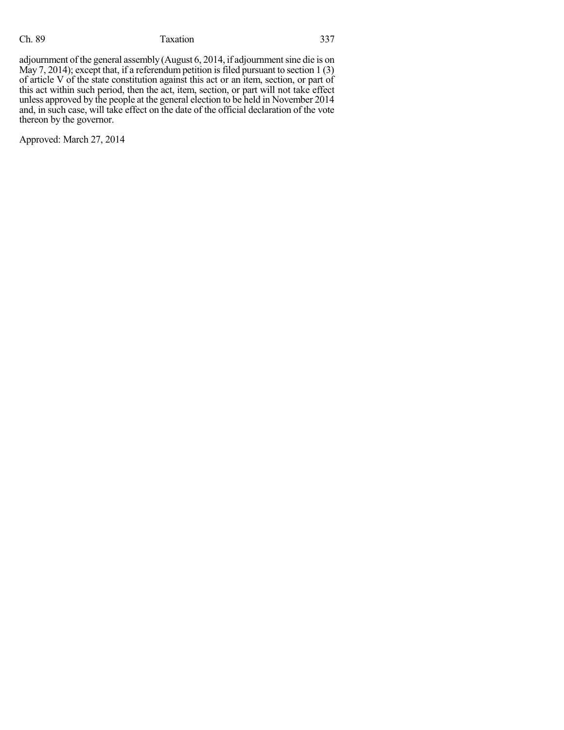adjournment of the general assembly (August 6, 2014, if adjournment sine die is on May 7, 2014); except that, if a referendum petition is filed pursuant to section 1 (3) of article V of the state constitution against this act or an item, section, or part of this act within such period, then the act, item, section, or part will not take effect unless approved by the people at the general election to be held in November 2014 and, in such case, will take effect on the date of the official declaration of the vote thereon by the governor.

Approved: March 27, 2014